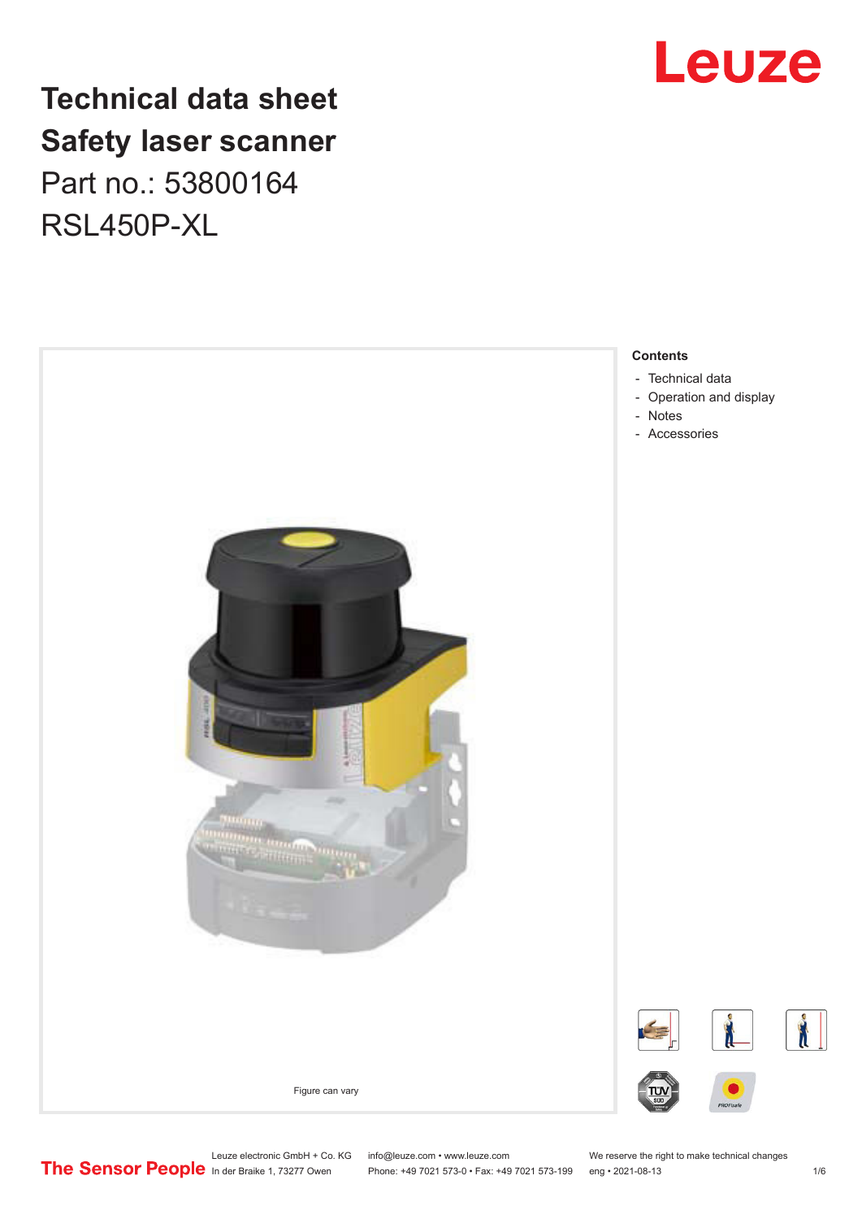# Technical data sheet
# Safety laser scanner
Part no.: 53800164
RSL450P-XL

Figure can vary

**Contents**

- Technical data
- Operation and display
- Notes
- Accessories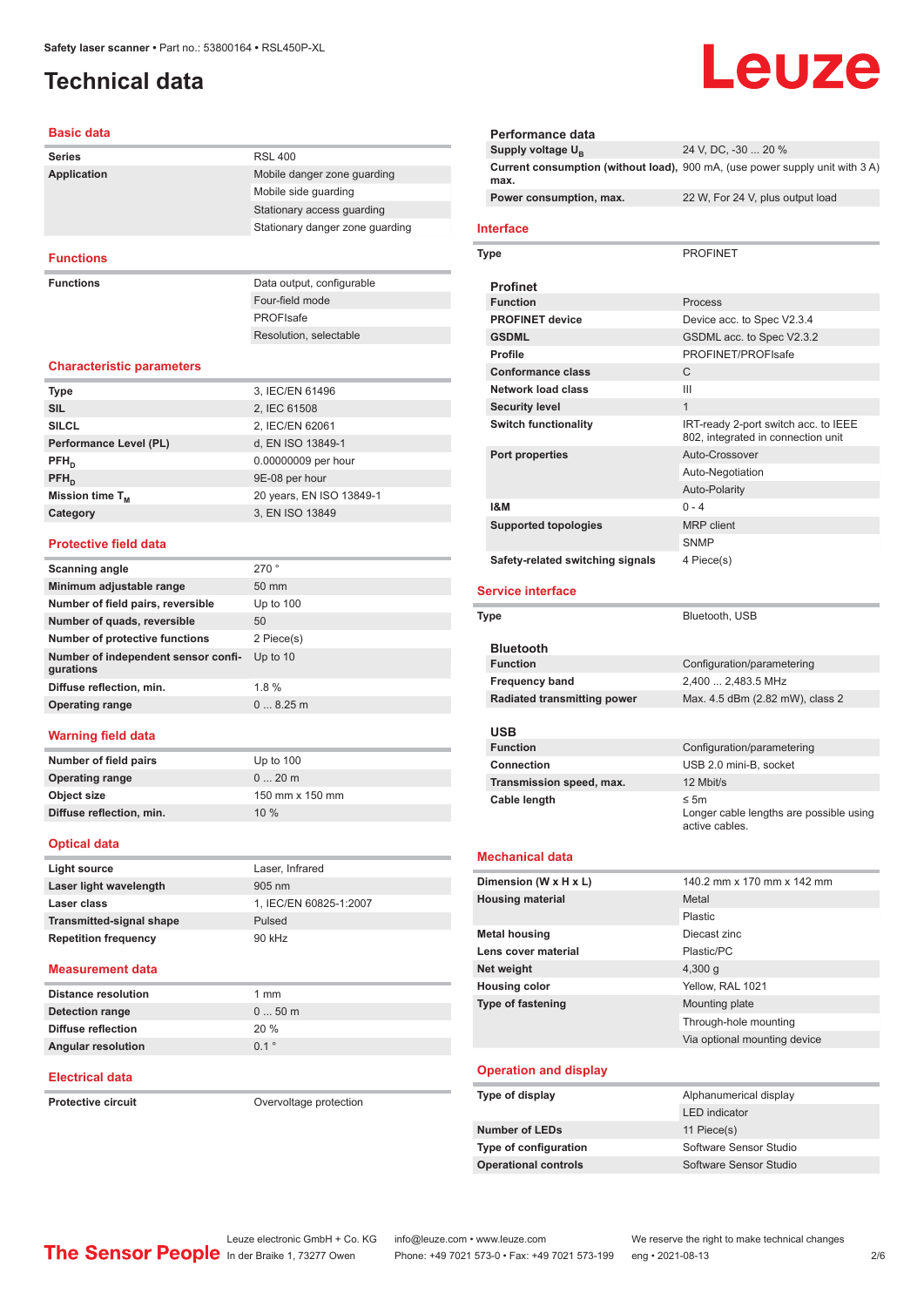# Technical data

## Basic data

| | |
|---|---|
| **Series** | RSL 400 |
| **Application** | Mobile danger zone guarding |
| | Mobile side guarding |
| | Stationary access guarding |
| | Stationary danger zone guarding |

## Functions

| | |
|---|---|
| **Functions** | Data output, configurable |
| | Four-field mode |
| | PROFIsafe |
| | Resolution, selectable |

## Characteristic parameters

| | |
|---|---|
| **Type** | 3, IEC/EN 61496 |
| **SIL** | 2, IEC 61508 |
| **SILCL** | 2, IEC/EN 62061 |
| **Performance Level (PL)** | d, EN ISO 13849-1 |
| **$PFH_D$** | 0.00000009 per hour |
| **$PFH_D$** | 9E-08 per hour |
| **Mission time $T_M$** | 20 years, EN ISO 13849-1 |
| **Category** | 3, EN ISO 13849 |

## Protective field data

| | |
|---|---|
| **Scanning angle** | 270 ° |
| **Minimum adjustable range** | 50 mm |
| **Number of field pairs, reversible** | Up to 100 |
| **Number of quads, reversible** | 50 |
| **Number of protective functions** | 2 Piece(s) |
| **Number of independent sensor configurations** | Up to 10 |
| **Diffuse reflection, min.** | 1.8 % |
| **Operating range** | 0 ... 8.25 m |

## Warning field data

| | |
|---|---|
| **Number of field pairs** | Up to 100 |
| **Operating range** | 0 ... 20 m |
| **Object size** | 150 mm x 150 mm |
| **Diffuse reflection, min.** | 10 % |

## Optical data

| | |
|---|---|
| **Light source** | Laser, Infrared |
| **Laser light wavelength** | 905 nm |
| **Laser class** | 1, IEC/EN 60825-1:2007 |
| **Transmitted-signal shape** | Pulsed |
| **Repetition frequency** | 90 kHz |

## Measurement data

| | |
|---|---|
| **Distance resolution** | 1 mm |
| **Detection range** | 0 ... 50 m |
| **Diffuse reflection** | 20 % |
| **Angular resolution** | 0.1 ° |

## Electrical data

| | |
|---|---|
| **Protective circuit** | Overvoltage protection |

### Performance data

| | |
|---|---|
| **Supply voltage $U_B$** | 24 V, DC, -30 ... 20 % |
| **Current consumption (without load), max.** | 900 mA, (use power supply unit with 3 A) |
| **Power consumption, max.** | 22 W, For 24 V, plus output load |

## Interface

| | |
|---|---|
| **Type** | PROFINET |

### Profinet

| | |
|---|---|
| **Function** | Process |
| **PROFINET device** | Device acc. to Spec V2.3.4 |
| **GSDML** | GSDML acc. to Spec V2.3.2 |
| **Profile** | PROFINET/PROFIsafe |
| **Conformance class** | C |
| **Network load class** | III |
| **Security level** | 1 |
| **Switch functionality** | IRT-ready 2-port switch acc. to IEEE 802, integrated in connection unit |
| **Port properties** | Auto-Crossover |
| | Auto-Negotiation |
| | Auto-Polarity |
| **I&M** | 0 - 4 |
| **Supported topologies** | MRP client |
| | SNMP |
| **Safety-related switching signals** | 4 Piece(s) |

## Service interface

| | |
|---|---|
| **Type** | Bluetooth, USB |

### Bluetooth

| | |
|---|---|
| **Function** | Configuration/parametering |
| **Frequency band** | 2,400 ... 2,483.5 MHz |
| **Radiated transmitting power** | Max. 4.5 dBm (2.82 mW), class 2 |

### USB

| | |
|---|---|
| **Function** | Configuration/parametering |
| **Connection** | USB 2.0 mini-B, socket |
| **Transmission speed, max.** | 12 Mbit/s |
| **Cable length** | ≤ 5m<br>Longer cable lengths are possible using active cables. |

## Mechanical data

| | |
|---|---|
| **Dimension (W x H x L)** | 140.2 mm x 170 mm x 142 mm |
| **Housing material** | Metal |
| | Plastic |
| **Metal housing** | Diecast zinc |
| **Lens cover material** | Plastic/PC |
| **Net weight** | 4,300 g |
| **Housing color** | Yellow, RAL 1021 |
| **Type of fastening** | Mounting plate |
| | Through-hole mounting |
| | Via optional mounting device |

## Operation and display

| | |
|---|---|
| **Type of display** | Alphanumerical display |
| | LED indicator |
| **Number of LEDs** | 11 Piece(s) |
| **Type of configuration** | Software Sensor Studio |
| **Operational controls** | Software Sensor Studio |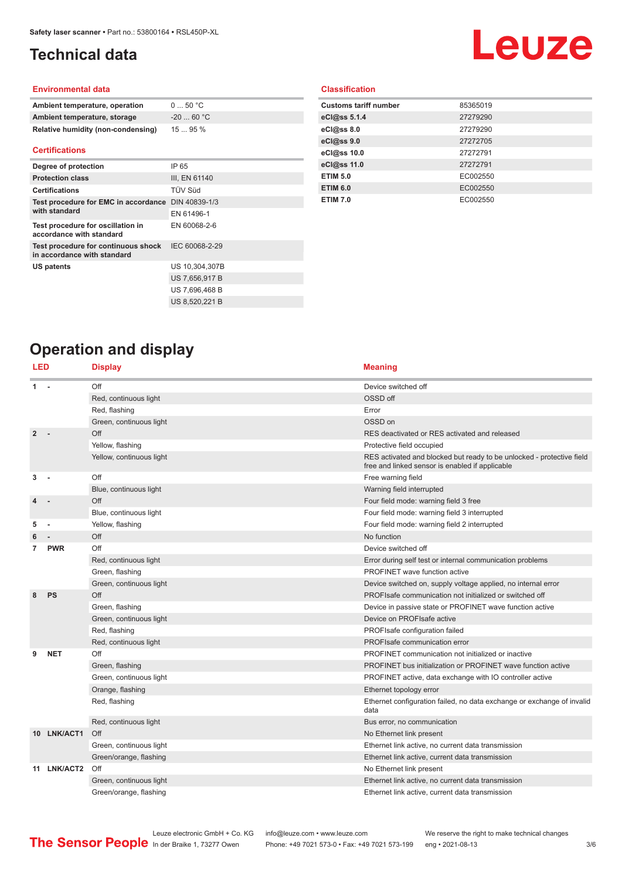# Technical data

## Environmental data

| | |
|---|---|
| Ambient temperature, operation | 0 ... 50 °C |
| Ambient temperature, storage | -20 ... 60 °C |
| Relative humidity (non-condensing) | 15 ... 95 % |

## Certifications

| | |
|---|---|
| Degree of protection | IP 65 |
| Protection class | III, EN 61140 |
| Certifications | TÜV Süd |
| Test procedure for EMC in accordance with standard | DIN 40839-1/3 |
| | EN 61496-1 |
| Test procedure for oscillation in accordance with standard | EN 60068-2-6 |
| Test procedure for continuous shock in accordance with standard | IEC 60068-2-29 |
| US patents | US 10,304,307B |
| | US 7,656,917 B |
| | US 7,696,468 B |
| | US 8,520,221 B |

## Classification

| | |
|---|---|
| Customs tariff number | 85365019 |
| eCl@ss 5.1.4 | 27279290 |
| eCl@ss 8.0 | 27279290 |
| eCl@ss 9.0 | 27272705 |
| eCl@ss 10.0 | 27272791 |
| eCl@ss 11.0 | 27272791 |
| ETIM 5.0 | EC002550 |
| ETIM 6.0 | EC002550 |
| ETIM 7.0 | EC002550 |

# Operation and display

| LED | | Display | Meaning |
|---|---|---|---|
| 1 | - | Off | Device switched off |
| | | Red, continuous light | OSSD off |
| | | Red, flashing | Error |
| | | Green, continuous light | OSSD on |
| 2 | - | Off | RES deactivated or RES activated and released |
| | | Yellow, flashing | Protective field occupied |
| | | Yellow, continuous light | RES activated and blocked but ready to be unlocked - protective field free and linked sensor is enabled if applicable |
| 3 | - | Off | Free warning field |
| | | Blue, continuous light | Warning field interrupted |
| 4 | - | Off | Four field mode: warning field 3 free |
| | | Blue, continuous light | Four field mode: warning field 3 interrupted |
| 5 | - | Yellow, flashing | Four field mode: warning field 2 interrupted |
| 6 | - | Off | No function |
| 7 | PWR | Off | Device switched off |
| | | Red, continuous light | Error during self test or internal communication problems |
| | | Green, flashing | PROFINET wave function active |
| | | Green, continuous light | Device switched on, supply voltage applied, no internal error |
| 8 | PS | Off | PROFIsafe communication not initialized or switched off |
| | | Green, flashing | Device in passive state or PROFINET wave function active |
| | | Green, continuous light | Device on PROFIsafe active |
| | | Red, flashing | PROFIsafe configuration failed |
| | | Red, continuous light | PROFIsafe communication error |
| 9 | NET | Off | PROFINET communication not initialized or inactive |
| | | Green, flashing | PROFINET bus initialization or PROFINET wave function active |
| | | Green, continuous light | PROFINET active, data exchange with IO controller active |
| | | Orange, flashing | Ethernet topology error |
| | | Red, flashing | Ethernet configuration failed, no data exchange or exchange of invalid data |
| | | Red, continuous light | Bus error, no communication |
| 10 | LNK/ACT1 | Off | No Ethernet link present |
| | | Green, continuous light | Ethernet link active, no current data transmission |
| | | Green/orange, flashing | Ethernet link active, current data transmission |
| 11 | LNK/ACT2 | Off | No Ethernet link present |
| | | Green, continuous light | Ethernet link active, no current data transmission |
| | | Green/orange, flashing | Ethernet link active, current data transmission |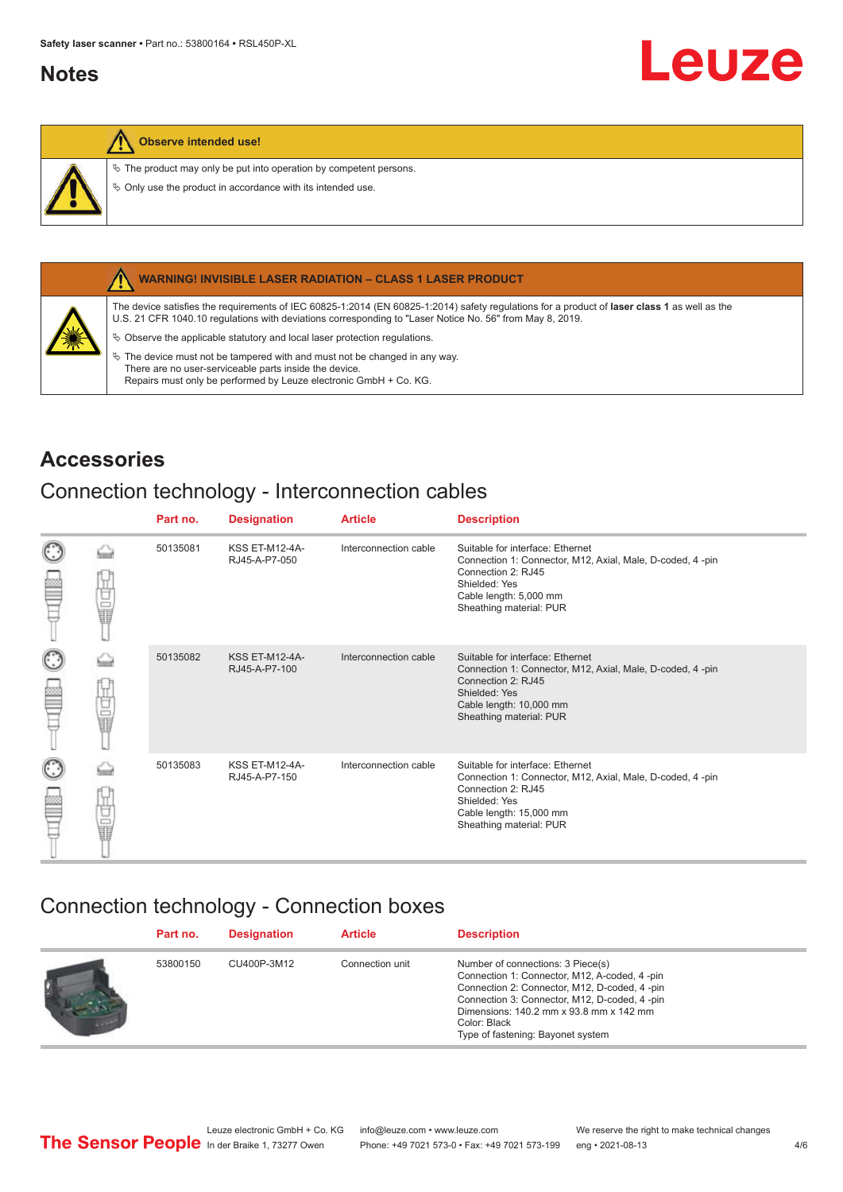## Notes

**Observe intended use!**

- ✎ The product may only be put into operation by competent persons.
- ✎ Only use the product in accordance with its intended use.

**WARNING! INVISIBLE LASER RADIATION – CLASS 1 LASER PRODUCT**

The device satisfies the requirements of IEC 60825-1:2014 (EN 60825-1:2014) safety regulations for a product of **laser class 1** as well as the U.S. 21 CFR 1040.10 regulations with deviations corresponding to "Laser Notice No. 56" from May 8, 2019.

- ✎ Observe the applicable statutory and local laser protection regulations.
- ✎ The device must not be tampered with and must not be changed in any way.
  There are no user-serviceable parts inside the device.
  Repairs must only be performed by Leuze electronic GmbH + Co. KG.

# Accessories

## Connection technology - Interconnection cables

| Part no. | Designation | Article | Description |
|---|---|---|---|
| 50135081 | KSS ET-M12-4A-RJ45-A-P7-050 | Interconnection cable | Suitable for interface: Ethernet<br>Connection 1: Connector, M12, Axial, Male, D-coded, 4 -pin<br>Connection 2: RJ45<br>Shielded: Yes<br>Cable length: 5,000 mm<br>Sheathing material: PUR |
| 50135082 | KSS ET-M12-4A-RJ45-A-P7-100 | Interconnection cable | Suitable for interface: Ethernet<br>Connection 1: Connector, M12, Axial, Male, D-coded, 4 -pin<br>Connection 2: RJ45<br>Shielded: Yes<br>Cable length: 10,000 mm<br>Sheathing material: PUR |
| 50135083 | KSS ET-M12-4A-RJ45-A-P7-150 | Interconnection cable | Suitable for interface: Ethernet<br>Connection 1: Connector, M12, Axial, Male, D-coded, 4 -pin<br>Connection 2: RJ45<br>Shielded: Yes<br>Cable length: 15,000 mm<br>Sheathing material: PUR |

## Connection technology - Connection boxes

| Part no. | Designation | Article | Description |
|---|---|---|---|
| 53800150 | CU400P-3M12 | Connection unit | Number of connections: 3 Piece(s)<br>Connection 1: Connector, M12, A-coded, 4 -pin<br>Connection 2: Connector, M12, D-coded, 4 -pin<br>Connection 3: Connector, M12, D-coded, 4 -pin<br>Dimensions: 140.2 mm x 93.8 mm x 142 mm<br>Color: Black<br>Type of fastening: Bayonet system |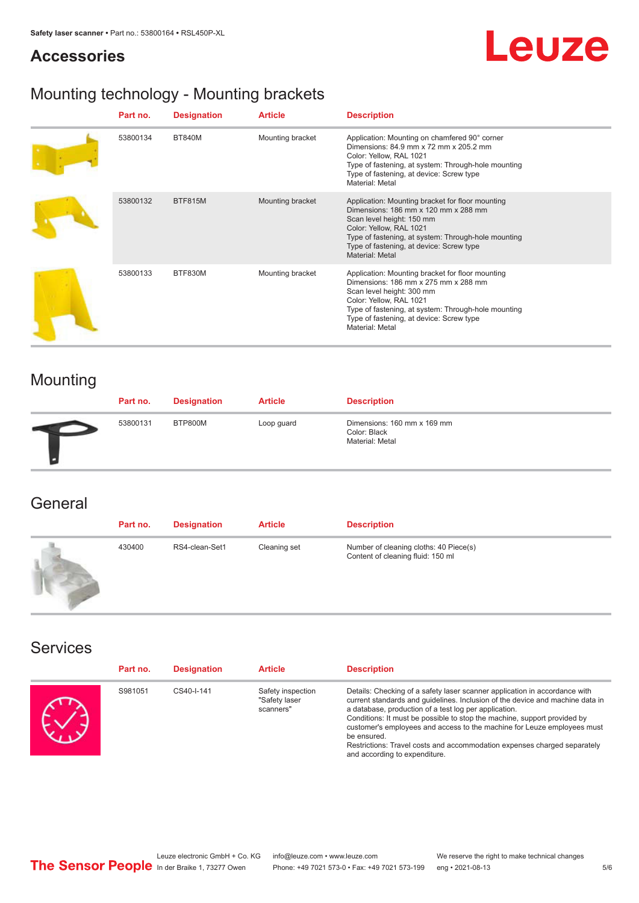## Accessories

## Mounting technology - Mounting brackets

| Part no. | Designation | Article | Description |
|---|---|---|---|
| 53800134 | BT840M | Mounting bracket | Application: Mounting on chamfered 90° corner<br>Dimensions: 84.9 mm x 72 mm x 205.2 mm<br>Color: Yellow, RAL 1021<br>Type of fastening, at system: Through-hole mounting<br>Type of fastening, at device: Screw type<br>Material: Metal |
| 53800132 | BTF815M | Mounting bracket | Application: Mounting bracket for floor mounting<br>Dimensions: 186 mm x 120 mm x 288 mm<br>Scan level height: 150 mm<br>Color: Yellow, RAL 1021<br>Type of fastening, at system: Through-hole mounting<br>Type of fastening, at device: Screw type<br>Material: Metal |
| 53800133 | BTF830M | Mounting bracket | Application: Mounting bracket for floor mounting<br>Dimensions: 186 mm x 275 mm x 288 mm<br>Scan level height: 300 mm<br>Color: Yellow, RAL 1021<br>Type of fastening, at system: Through-hole mounting<br>Type of fastening, at device: Screw type<br>Material: Metal |

## Mounting

| Part no. | Designation | Article | Description |
|---|---|---|---|
| 53800131 | BTP800M | Loop guard | Dimensions: 160 mm x 169 mm<br>Color: Black<br>Material: Metal |

## General

| Part no. | Designation | Article | Description |
|---|---|---|---|
| 430400 | RS4-clean-Set1 | Cleaning set | Number of cleaning cloths: 40 Piece(s)<br>Content of cleaning fluid: 150 ml |

## Services

| Part no. | Designation | Article | Description |
|---|---|---|---|
| S981051 | CS40-I-141 | Safety inspection "Safety laser scanners" | Details: Checking of a safety laser scanner application in accordance with current standards and guidelines. Inclusion of the device and machine data in a database, production of a test log per application.<br>Conditions: It must be possible to stop the machine, support provided by customer's employees and access to the machine for Leuze employees must be ensured.<br>Restrictions: Travel costs and accommodation expenses charged separately and according to expenditure. |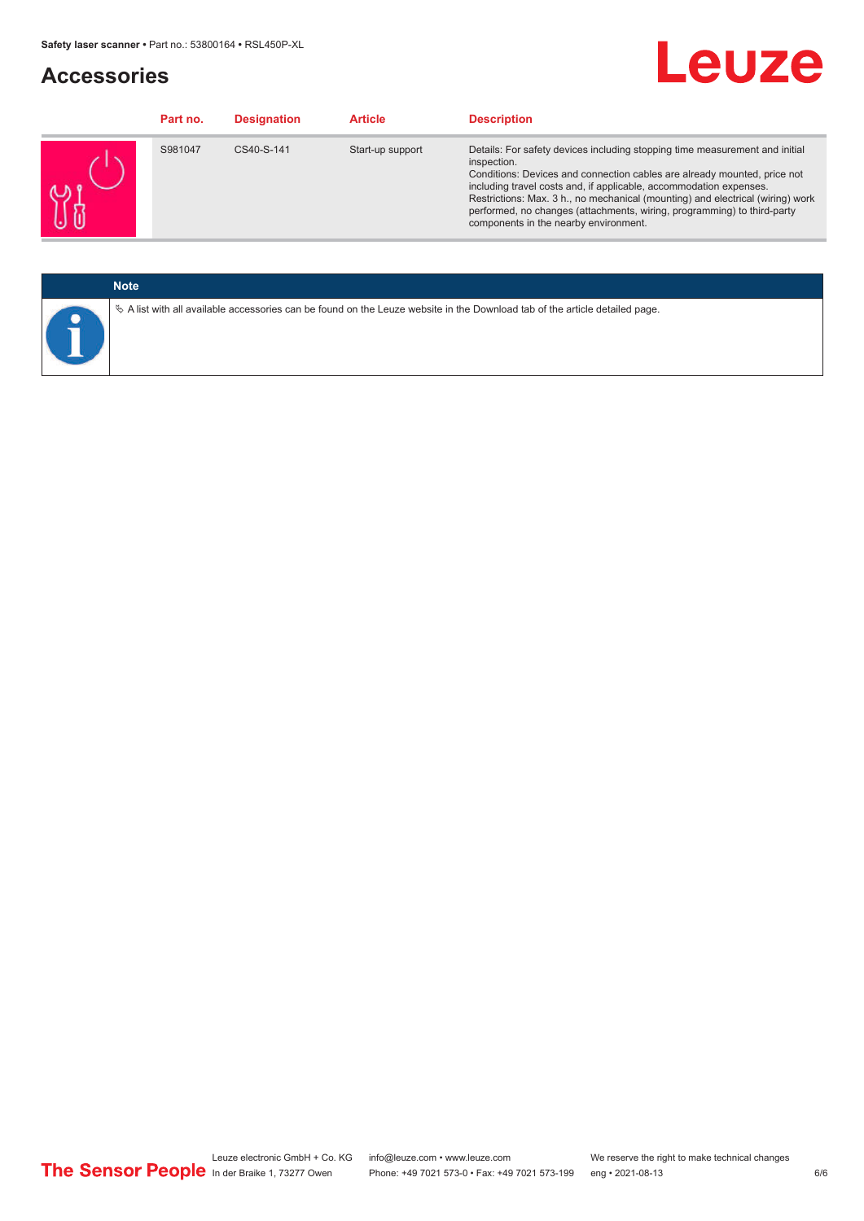## Accessories

| | Part no. | Designation | Article | Description |
|---|---|---|---|---|
| | S981047 | CS40-S-141 | Start-up support | Details: For safety devices including stopping time measurement and initial inspection.<br>Conditions: Devices and connection cables are already mounted, price not including travel costs and, if applicable, accommodation expenses.<br>Restrictions: Max. 3 h., no mechanical (mounting) and electrical (wiring) work performed, no changes (attachments, wiring, programming) to third-party components in the nearby environment. |

**Note**

↳ A list with all available accessories can be found on the Leuze website in the Download tab of the article detailed page.